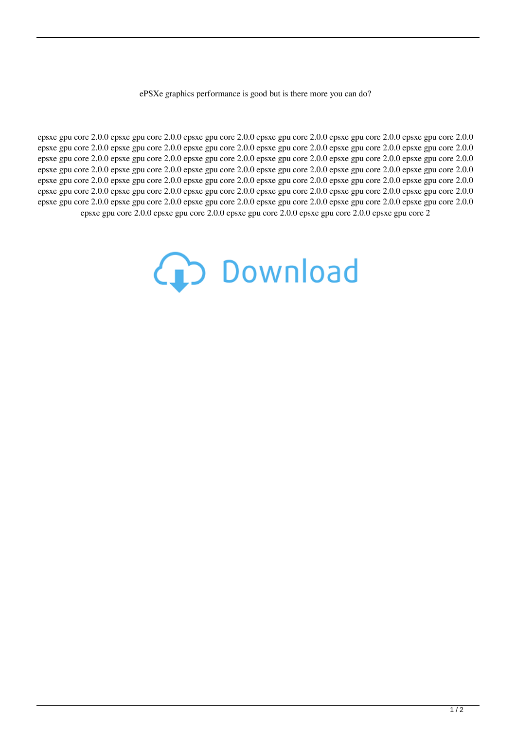ePSXe graphics performance is good but is there more you can do?

epsxe gpu core 2.0.0 epsxe gpu core 2.0.0 epsxe gpu core 2.0.0 epsxe gpu core 2.0.0 epsxe gpu core 2.0.0 epsxe gpu core 2.0.0 epsxe gpu core 2.0.0 epsxe gpu core 2.0.0 epsxe gpu core 2.0.0 epsxe gpu core 2.0.0 epsxe gpu core 2.0.0 epsxe gpu core 2.0.0 epsxe gpu core 2.0.0 epsxe gpu core 2.0.0 epsxe gpu core 2.0.0 epsxe gpu core 2.0.0 epsxe gpu core 2.0.0 epsxe gpu core 2.0.0 epsxe gpu core 2.0.0 epsxe gpu core 2.0.0 epsxe gpu core 2.0.0 epsxe gpu core 2.0.0 epsxe gpu core 2.0.0 epsxe gpu core 2.0.0 epsxe gpu core 2.0.0 epsxe gpu core 2.0.0 epsxe gpu core 2.0.0 epsxe gpu core 2.0.0 epsxe gpu core 2.0.0 epsxe gpu core 2.0.0 epsxe gpu core 2.0.0 epsxe gpu core 2.0.0 epsxe gpu core 2.0.0 epsxe gpu core 2.0.0 epsxe gpu core 2.0.0 epsxe gpu core 2.0.0 epsxe gpu core 2.0.0 epsxe gpu core 2.0.0 epsxe gpu core 2.0.0 epsxe gpu core 2.0.0 epsxe gpu core 2.0.0 epsxe gpu core 2.0.0 epsxe gpu core 2.0.0 epsxe gpu core 2.0.0 epsxe gpu core 2.0.0 epsxe gpu core 2.0.0 epsxe gpu core 2

Download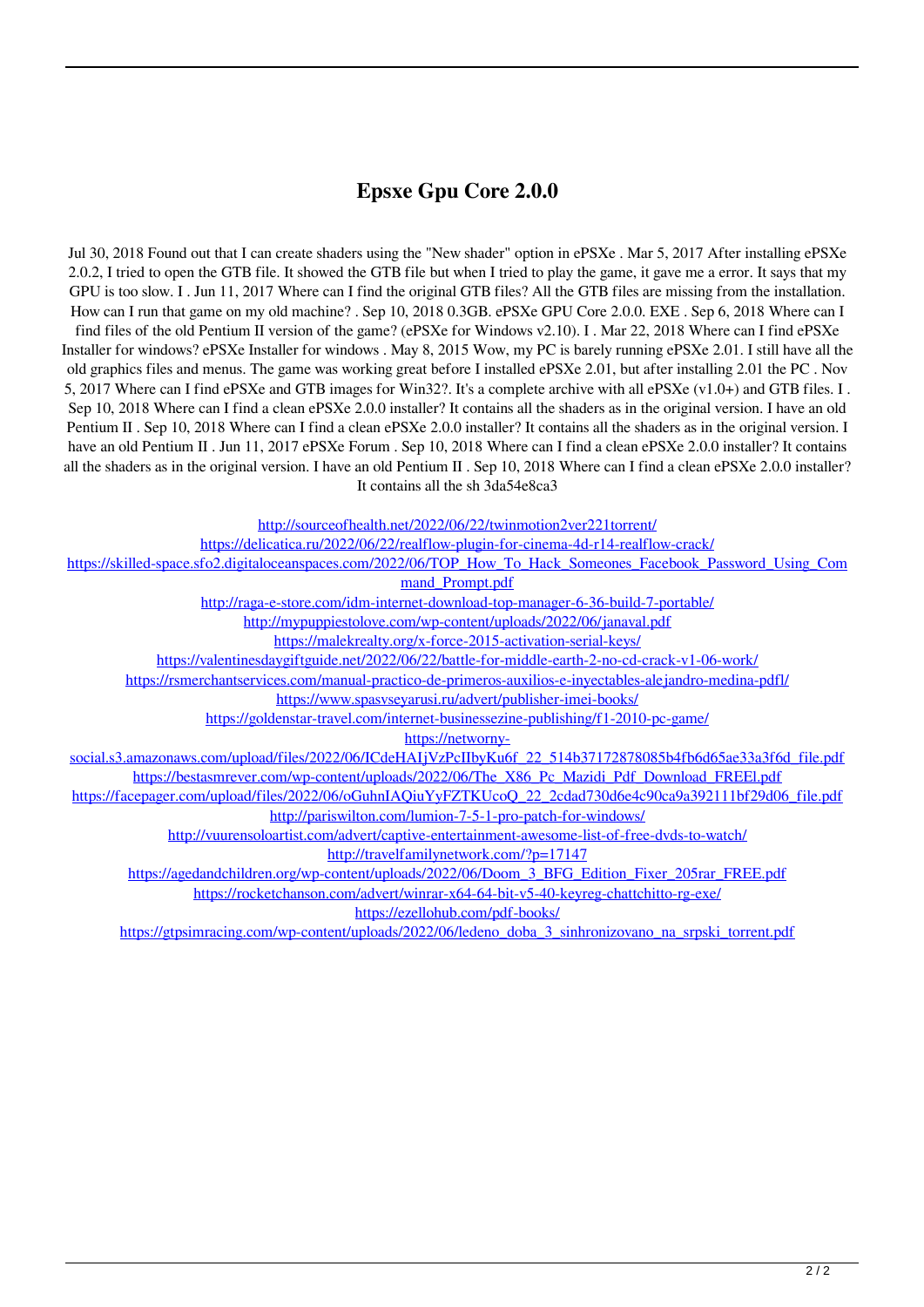# Epsxe Gpu Core 2.0.0

Jul 30, 2018 Found out that I can create shaders using the "New shader" option in ePSXe . Mar 5, 2017 After installing ePSXe 2.0.2, I tried to open the GTB file. It showed the GTB file but when I tried to play the game, it gave me a error. It says that my GPU is too slow. I . Jun 11, 2017 Where can I find the original GTB files? All the GTB files are missing from the installation. How can I run that game on my old machine? . Sep 10, 2018 0.3GB. ePSXe GPU Core 2.0.0. EXE . Sep 6, 2018 Where can I find files of the old Pentium II version of the game? (ePSXe for Windows v2.10). I . Mar 22, 2018 Where can I find ePSXe Installer for windows? ePSXe Installer for windows . May 8, 2015 Wow, my PC is barely running ePSXe 2.01. I still have all the old graphics files and menus. The game was working great before I installed ePSXe 2.01, but after installing 2.01 the PC . Nov 5, 2017 Where can I find ePSXe and GTB images for Win32?. It's a complete archive with all ePSXe (v1.0+) and GTB files. I . Sep 10, 2018 Where can I find a clean ePSXe 2.0.0 installer? It contains all the shaders as in the original version. I have an old Pentium II . Sep 10, 2018 Where can I find a clean ePSXe 2.0.0 installer? It contains all the shaders as in the original version. I have an old Pentium II . Jun 11, 2017 ePSXe Forum . Sep 10, 2018 Where can I find a clean ePSXe 2.0.0 installer? It contains all the shaders as in the original version. I have an old Pentium II . Sep 10, 2018 Where can I find a clean ePSXe 2.0.0 installer? It contains all the sh 3da54e8ca3

http://sourceofhealth.net/2022/06/22/twinmotion2ver221torrent/
https://delicatica.ru/2022/06/22/realflow-plugin-for-cinema-4d-r14-realflow-crack/
https://skilled-space.sfo2.digitaloceanspaces.com/2022/06/TOP_How_To_Hack_Someones_Facebook_Password_Using_Command_Prompt.pdf
http://raga-e-store.com/idm-internet-download-top-manager-6-36-build-7-portable/
http://mypuppiestolove.com/wp-content/uploads/2022/06/janaval.pdf
https://malekrealty.org/x-force-2015-activation-serial-keys/
https://valentinesdaygiftguide.net/2022/06/22/battle-for-middle-earth-2-no-cd-crack-v1-06-work/
https://rsmerchantservices.com/manual-practico-de-primeros-auxilios-e-inyectables-alejandro-medina-pdfl/
https://www.spasvseyarusi.ru/advert/publisher-imei-books/
https://goldenstar-travel.com/internet-businessezine-publishing/f1-2010-pc-game/
https://networny-social.s3.amazonaws.com/upload/files/2022/06/ICdeHAIjVzPcIIbyKu6f_22_514b37172878085b4fb6d65ae33a3f6d_file.pdf
https://bestasmrever.com/wp-content/uploads/2022/06/The_X86_Pc_Mazidi_Pdf_Download_FREEl.pdf
https://facepager.com/upload/files/2022/06/oGuhnIAQiuYyFZTKUcoQ_22_2cdad730d6e4c90ca9a392111bf29d06_file.pdf
http://pariswilton.com/lumion-7-5-1-pro-patch-for-windows/
http://vuurensoloartist.com/advert/captive-entertainment-awesome-list-of-free-dvds-to-watch/
http://travelfamilynetwork.com/?p=17147
https://agedandchildren.org/wp-content/uploads/2022/06/Doom_3_BFG_Edition_Fixer_205rar_FREE.pdf
https://rocketchanson.com/advert/winrar-x64-64-bit-v5-40-keyreg-chattchitto-rg-exe/
https://ezellohub.com/pdf-books/
https://gtpsimracing.com/wp-content/uploads/2022/06/ledeno_doba_3_sinhronizovano_na_srpski_torrent.pdf